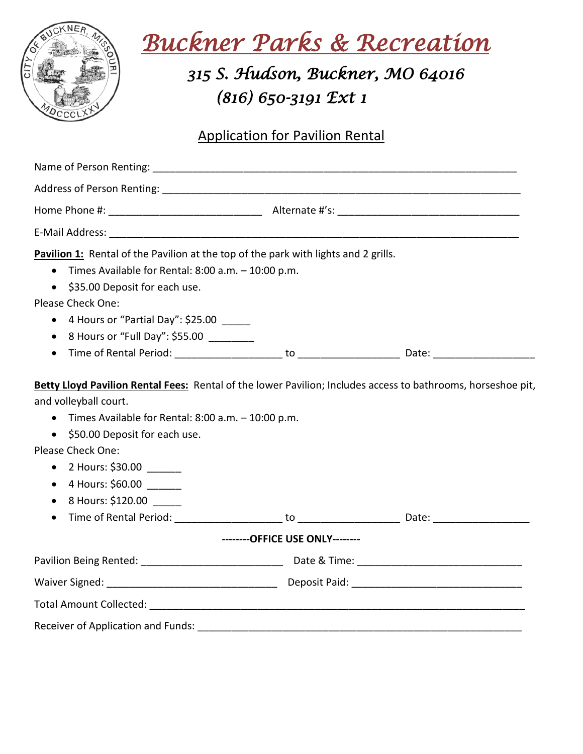# Buckner Parks & Recreation

## 315 S. Hudson, Buckner, MO 64016
## (816) 650-3191 Ext 1

## Application for Pavilion Rental

Name of Person Renting: ___________________________________________________________

Address of Person Renting: __________________________________________________________

Home Phone #: __________________________ Alternate #'s: _______________________________

E-Mail Address: ______________________________________________________________________

**Pavilion 1:** Rental of the Pavilion at the top of the park with lights and 2 grills.

- Times Available for Rental: 8:00 a.m. – 10:00 p.m.
- $35.00 Deposit for each use.

Please Check One:

- 4 Hours or "Partial Day": $25.00 _____
- 8 Hours or "Full Day": $55.00 ________
- Time of Rental Period: __________________ to _________________ Date: _________________

**Betty Lloyd Pavilion Rental Fees:** Rental of the lower Pavilion; Includes access to bathrooms, horseshoe pit, and volleyball court.

- Times Available for Rental: 8:00 a.m. – 10:00 p.m.
- $50.00 Deposit for each use.

Please Check One:

- 2 Hours: $30.00 ______
- 4 Hours: $60.00 ______
- 8 Hours: $120.00 _____
- Time of Rental Period: __________________ to _________________ Date: ________________

**--------OFFICE USE ONLY--------**

Pavilion Being Rented: ________________________ Date & Time: ____________________________

Waiver Signed: ______________________________ Deposit Paid: _____________________________

Total Amount Collected: _________________________________________________________________

Receiver of Application and Funds: _______________________________________________________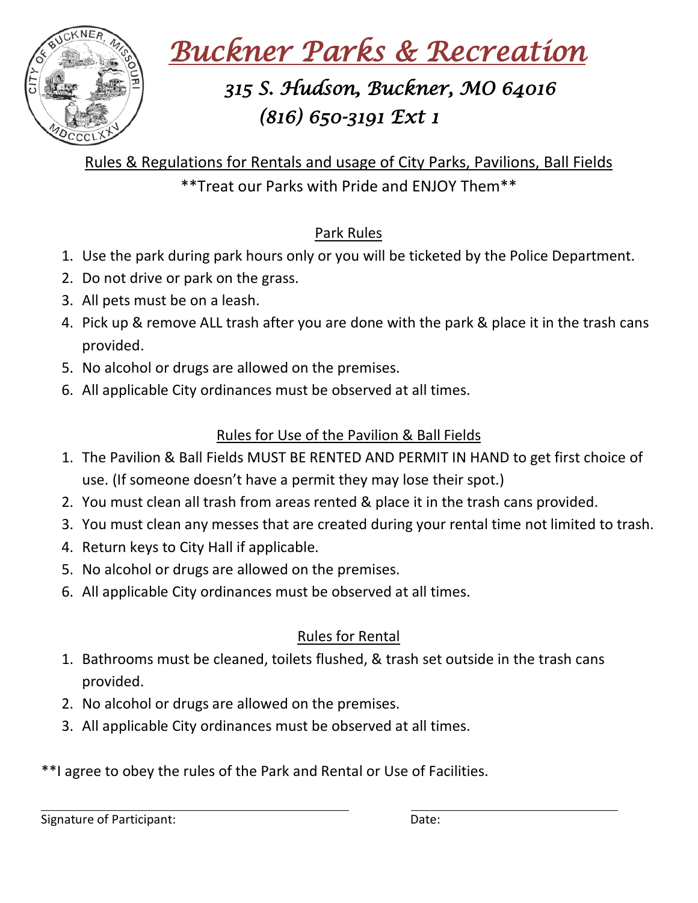# Buckner Parks & Recreation

### 315 S. Hudson, Buckner, MO 64016
### (816) 650-3191 Ext 1

Rules & Regulations for Rentals and usage of City Parks, Pavilions, Ball Fields

**Treat our Parks with Pride and ENJOY Them**

## Park Rules

1. Use the park during park hours only or you will be ticketed by the Police Department.
2. Do not drive or park on the grass.
3. All pets must be on a leash.
4. Pick up & remove ALL trash after you are done with the park & place it in the trash cans provided.
5. No alcohol or drugs are allowed on the premises.
6. All applicable City ordinances must be observed at all times.

## Rules for Use of the Pavilion & Ball Fields

1. The Pavilion & Ball Fields MUST BE RENTED AND PERMIT IN HAND to get first choice of use. (If someone doesn't have a permit they may lose their spot.)
2. You must clean all trash from areas rented & place it in the trash cans provided.
3. You must clean any messes that are created during your rental time not limited to trash.
4. Return keys to City Hall if applicable.
5. No alcohol or drugs are allowed on the premises.
6. All applicable City ordinances must be observed at all times.

## Rules for Rental

1. Bathrooms must be cleaned, toilets flushed, & trash set outside in the trash cans provided.
2. No alcohol or drugs are allowed on the premises.
3. All applicable City ordinances must be observed at all times.

**I agree to obey the rules of the Park and Rental or Use of Facilities.

Signature of Participant: ______________________________ Date: ____________________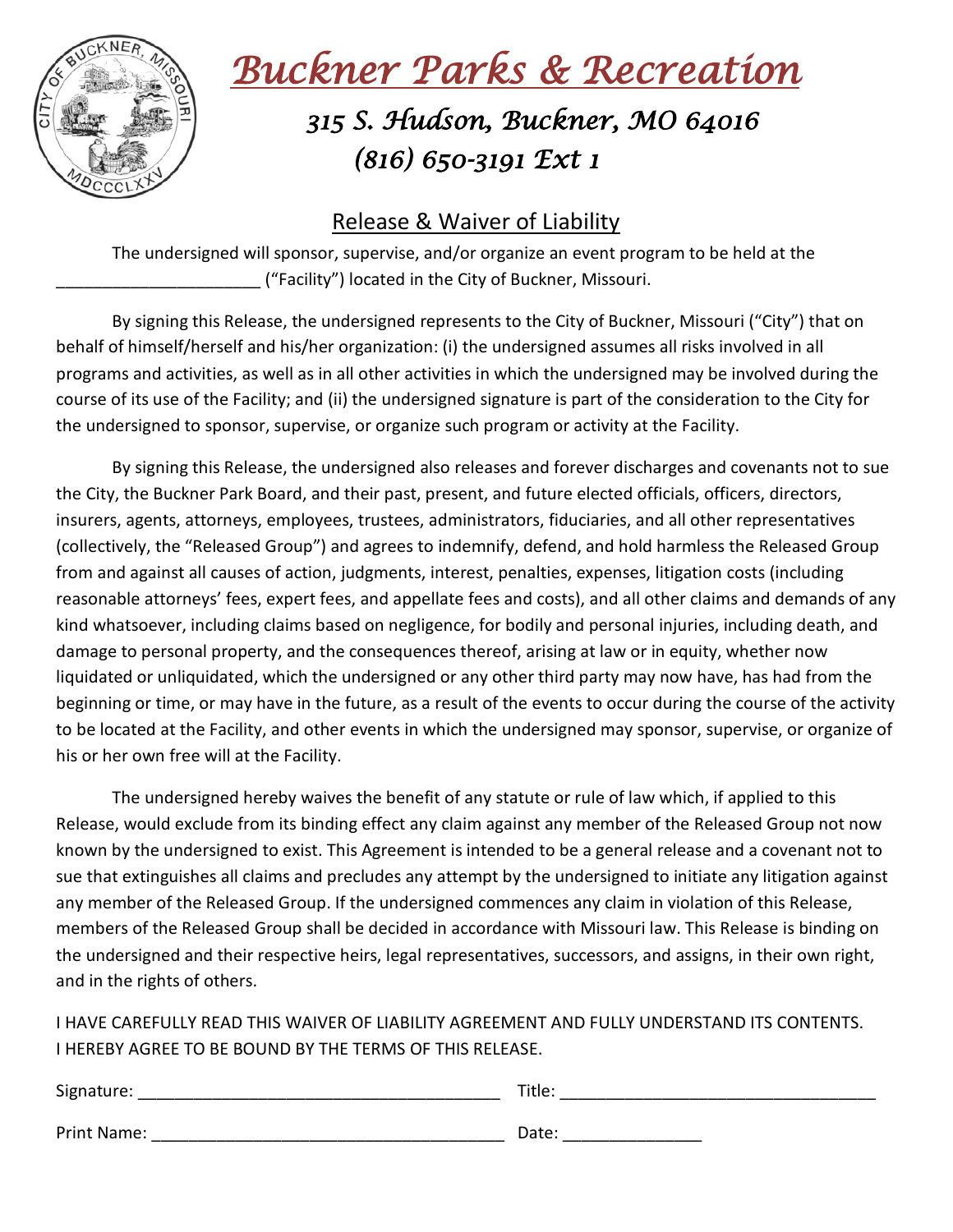# Buckner Parks & Recreation

## 315 S. Hudson, Buckner, MO 64016
## (816) 650-3191 Ext 1

## Release & Waiver of Liability

The undersigned will sponsor, supervise, and/or organize an event program to be held at the ______________________ ("Facility") located in the City of Buckner, Missouri.

By signing this Release, the undersigned represents to the City of Buckner, Missouri ("City") that on behalf of himself/herself and his/her organization: (i) the undersigned assumes all risks involved in all programs and activities, as well as in all other activities in which the undersigned may be involved during the course of its use of the Facility; and (ii) the undersigned signature is part of the consideration to the City for the undersigned to sponsor, supervise, or organize such program or activity at the Facility.

By signing this Release, the undersigned also releases and forever discharges and covenants not to sue the City, the Buckner Park Board, and their past, present, and future elected officials, officers, directors, insurers, agents, attorneys, employees, trustees, administrators, fiduciaries, and all other representatives (collectively, the "Released Group") and agrees to indemnify, defend, and hold harmless the Released Group from and against all causes of action, judgments, interest, penalties, expenses, litigation costs (including reasonable attorneys' fees, expert fees, and appellate fees and costs), and all other claims and demands of any kind whatsoever, including claims based on negligence, for bodily and personal injuries, including death, and damage to personal property, and the consequences thereof, arising at law or in equity, whether now liquidated or unliquidated, which the undersigned or any other third party may now have, has had from the beginning or time, or may have in the future, as a result of the events to occur during the course of the activity to be located at the Facility, and other events in which the undersigned may sponsor, supervise, or organize of his or her own free will at the Facility.

The undersigned hereby waives the benefit of any statute or rule of law which, if applied to this Release, would exclude from its binding effect any claim against any member of the Released Group not now known by the undersigned to exist. This Agreement is intended to be a general release and a covenant not to sue that extinguishes all claims and precludes any attempt by the undersigned to initiate any litigation against any member of the Released Group. If the undersigned commences any claim in violation of this Release, members of the Released Group shall be decided in accordance with Missouri law. This Release is binding on the undersigned and their respective heirs, legal representatives, successors, and assigns, in their own right, and in the rights of others.

I HAVE CAREFULLY READ THIS WAIVER OF LIABILITY AGREEMENT AND FULLY UNDERSTAND ITS CONTENTS. I HEREBY AGREE TO BE BOUND BY THE TERMS OF THIS RELEASE.

Signature: ______________________________________ Title: __________________________________

Print Name: _____________________________________ Date: _______________